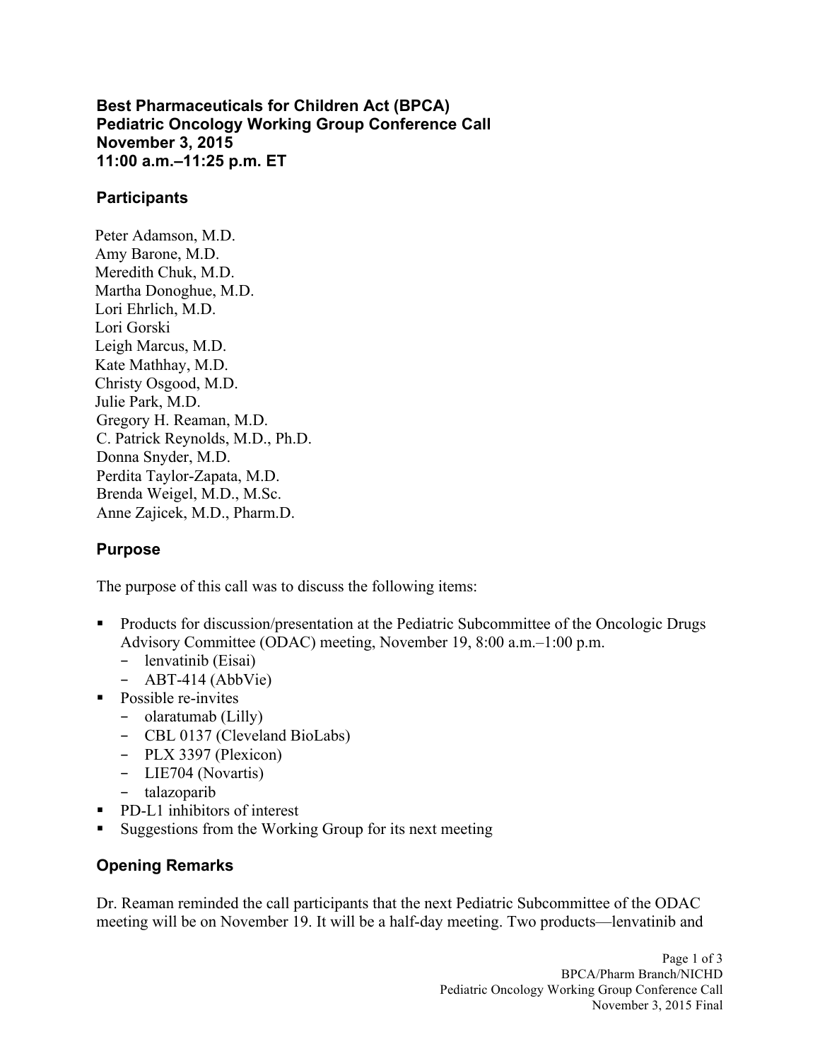**Best Pharmaceuticals for Children Act (BPCA)**
**Pediatric Oncology Working Group Conference Call**
**November 3, 2015**
**11:00 a.m.–11:25 p.m. ET**

## Participants

Peter Adamson, M.D.
Amy Barone, M.D.
Meredith Chuk, M.D.
Martha Donoghue, M.D.
Lori Ehrlich, M.D.
Lori Gorski
Leigh Marcus, M.D.
Kate Mathhay, M.D.
Christy Osgood, M.D.
Julie Park, M.D.
Gregory H. Reaman, M.D.
C. Patrick Reynolds, M.D., Ph.D.
Donna Snyder, M.D.
Perdita Taylor-Zapata, M.D.
Brenda Weigel, M.D., M.Sc.
Anne Zajicek, M.D., Pharm.D.

## Purpose

The purpose of this call was to discuss the following items:

- Products for discussion/presentation at the Pediatric Subcommittee of the Oncologic Drugs Advisory Committee (ODAC) meeting, November 19, 8:00 a.m.–1:00 p.m.
  - lenvatinib (Eisai)
  - ABT-414 (AbbVie)
- Possible re-invites
  - olaratumab (Lilly)
  - CBL 0137 (Cleveland BioLabs)
  - PLX 3397 (Plexicon)
  - LIE704 (Novartis)
  - talazoparib
- PD-L1 inhibitors of interest
- Suggestions from the Working Group for its next meeting

## Opening Remarks

Dr. Reaman reminded the call participants that the next Pediatric Subcommittee of the ODAC meeting will be on November 19. It will be a half-day meeting. Two products—lenvatinib and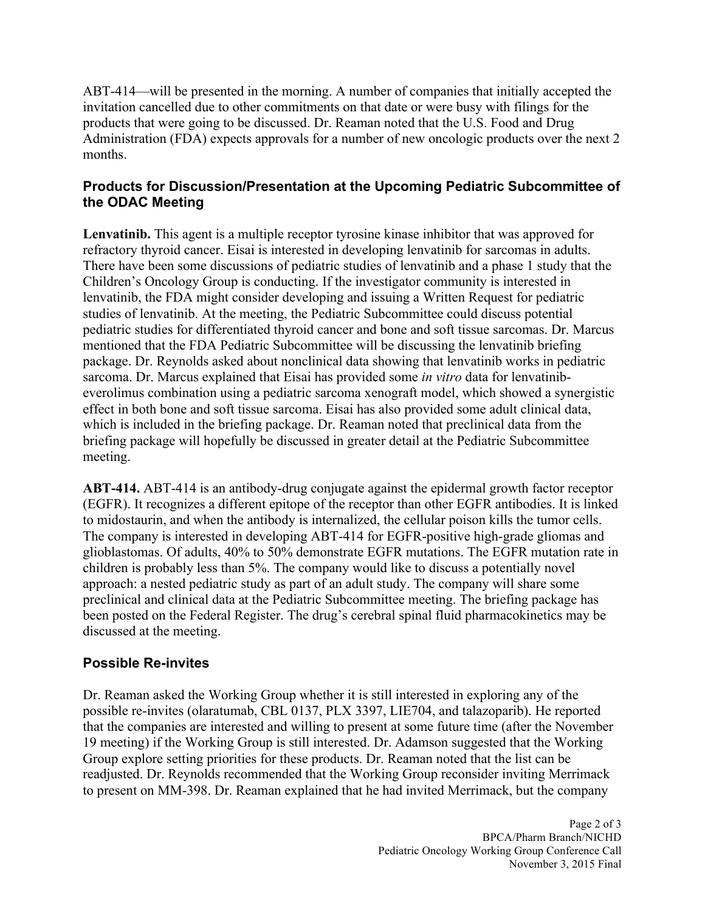ABT-414—will be presented in the morning. A number of companies that initially accepted the invitation cancelled due to other commitments on that date or were busy with filings for the products that were going to be discussed. Dr. Reaman noted that the U.S. Food and Drug Administration (FDA) expects approvals for a number of new oncologic products over the next 2 months.

### Products for Discussion/Presentation at the Upcoming Pediatric Subcommittee of the ODAC Meeting

**Lenvatinib.** This agent is a multiple receptor tyrosine kinase inhibitor that was approved for refractory thyroid cancer. Eisai is interested in developing lenvatinib for sarcomas in adults. There have been some discussions of pediatric studies of lenvatinib and a phase 1 study that the Children's Oncology Group is conducting. If the investigator community is interested in lenvatinib, the FDA might consider developing and issuing a Written Request for pediatric studies of lenvatinib. At the meeting, the Pediatric Subcommittee could discuss potential pediatric studies for differentiated thyroid cancer and bone and soft tissue sarcomas. Dr. Marcus mentioned that the FDA Pediatric Subcommittee will be discussing the lenvatinib briefing package. Dr. Reynolds asked about nonclinical data showing that lenvatinib works in pediatric sarcoma. Dr. Marcus explained that Eisai has provided some *in vitro* data for lenvatinib-everolimus combination using a pediatric sarcoma xenograft model, which showed a synergistic effect in both bone and soft tissue sarcoma. Eisai has also provided some adult clinical data, which is included in the briefing package. Dr. Reaman noted that preclinical data from the briefing package will hopefully be discussed in greater detail at the Pediatric Subcommittee meeting.

**ABT-414.** ABT-414 is an antibody-drug conjugate against the epidermal growth factor receptor (EGFR). It recognizes a different epitope of the receptor than other EGFR antibodies. It is linked to midostaurin, and when the antibody is internalized, the cellular poison kills the tumor cells. The company is interested in developing ABT-414 for EGFR-positive high-grade gliomas and glioblastomas. Of adults, 40% to 50% demonstrate EGFR mutations. The EGFR mutation rate in children is probably less than 5%. The company would like to discuss a potentially novel approach: a nested pediatric study as part of an adult study. The company will share some preclinical and clinical data at the Pediatric Subcommittee meeting. The briefing package has been posted on the Federal Register. The drug's cerebral spinal fluid pharmacokinetics may be discussed at the meeting.

### Possible Re-invites

Dr. Reaman asked the Working Group whether it is still interested in exploring any of the possible re-invites (olaratumab, CBL 0137, PLX 3397, LIE704, and talazoparib). He reported that the companies are interested and willing to present at some future time (after the November 19 meeting) if the Working Group is still interested. Dr. Adamson suggested that the Working Group explore setting priorities for these products. Dr. Reaman noted that the list can be readjusted. Dr. Reynolds recommended that the Working Group reconsider inviting Merrimack to present on MM-398. Dr. Reaman explained that he had invited Merrimack, but the company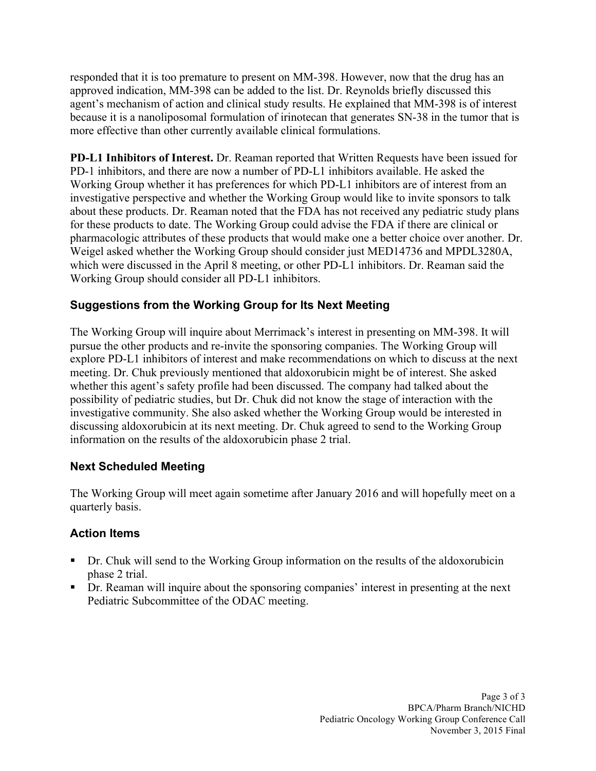responded that it is too premature to present on MM-398. However, now that the drug has an approved indication, MM-398 can be added to the list. Dr. Reynolds briefly discussed this agent's mechanism of action and clinical study results. He explained that MM-398 is of interest because it is a nanoliposomal formulation of irinotecan that generates SN-38 in the tumor that is more effective than other currently available clinical formulations.

**PD-L1 Inhibitors of Interest.** Dr. Reaman reported that Written Requests have been issued for PD-1 inhibitors, and there are now a number of PD-L1 inhibitors available. He asked the Working Group whether it has preferences for which PD-L1 inhibitors are of interest from an investigative perspective and whether the Working Group would like to invite sponsors to talk about these products. Dr. Reaman noted that the FDA has not received any pediatric study plans for these products to date. The Working Group could advise the FDA if there are clinical or pharmacologic attributes of these products that would make one a better choice over another. Dr. Weigel asked whether the Working Group should consider just MED14736 and MPDL3280A, which were discussed in the April 8 meeting, or other PD-L1 inhibitors. Dr. Reaman said the Working Group should consider all PD-L1 inhibitors.

## Suggestions from the Working Group for Its Next Meeting

The Working Group will inquire about Merrimack's interest in presenting on MM-398. It will pursue the other products and re-invite the sponsoring companies. The Working Group will explore PD-L1 inhibitors of interest and make recommendations on which to discuss at the next meeting. Dr. Chuk previously mentioned that aldoxorubicin might be of interest. She asked whether this agent's safety profile had been discussed. The company had talked about the possibility of pediatric studies, but Dr. Chuk did not know the stage of interaction with the investigative community. She also asked whether the Working Group would be interested in discussing aldoxorubicin at its next meeting. Dr. Chuk agreed to send to the Working Group information on the results of the aldoxorubicin phase 2 trial.

## Next Scheduled Meeting

The Working Group will meet again sometime after January 2016 and will hopefully meet on a quarterly basis.

## Action Items

- Dr. Chuk will send to the Working Group information on the results of the aldoxorubicin phase 2 trial.
- Dr. Reaman will inquire about the sponsoring companies' interest in presenting at the next Pediatric Subcommittee of the ODAC meeting.